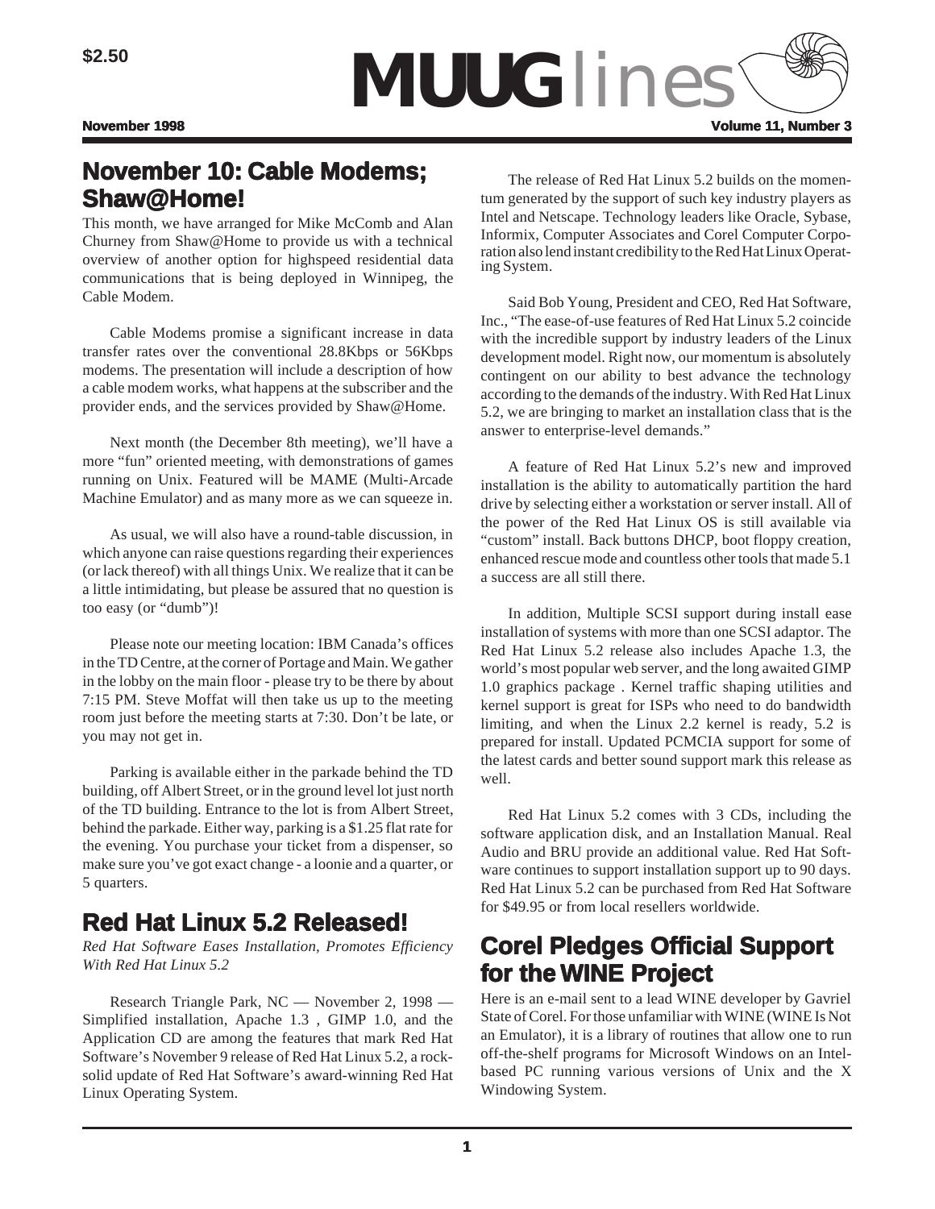$2.50

# MUUGlines

**November 1998** **Volume 11, Number 3**

## November 10: Cable Modems; Shaw@Home!

This month, we have arranged for Mike McComb and Alan Churney from Shaw@Home to provide us with a technical overview of another option for highspeed residential data communications that is being deployed in Winnipeg, the Cable Modem.

Cable Modems promise a significant increase in data transfer rates over the conventional 28.8Kbps or 56Kbps modems. The presentation will include a description of how a cable modem works, what happens at the subscriber and the provider ends, and the services provided by Shaw@Home.

Next month (the December 8th meeting), we'll have a more "fun" oriented meeting, with demonstrations of games running on Unix. Featured will be MAME (Multi-Arcade Machine Emulator) and as many more as we can squeeze in.

As usual, we will also have a round-table discussion, in which anyone can raise questions regarding their experiences (or lack thereof) with all things Unix. We realize that it can be a little intimidating, but please be assured that no question is too easy (or "dumb")!

Please note our meeting location: IBM Canada's offices in the TD Centre, at the corner of Portage and Main. We gather in the lobby on the main floor - please try to be there by about 7:15 PM. Steve Moffat will then take us up to the meeting room just before the meeting starts at 7:30. Don't be late, or you may not get in.

Parking is available either in the parkade behind the TD building, off Albert Street, or in the ground level lot just north of the TD building. Entrance to the lot is from Albert Street, behind the parkade. Either way, parking is a $1.25 flat rate for the evening. You purchase your ticket from a dispenser, so make sure you've got exact change - a loonie and a quarter, or 5 quarters.

## Red Hat Linux 5.2 Released!

*Red Hat Software Eases Installation, Promotes Efficiency With Red Hat Linux 5.2*

Research Triangle Park, NC — November 2, 1998 — Simplified installation, Apache 1.3 , GIMP 1.0, and the Application CD are among the features that mark Red Hat Software's November 9 release of Red Hat Linux 5.2, a rock-solid update of Red Hat Software's award-winning Red Hat Linux Operating System.

The release of Red Hat Linux 5.2 builds on the momentum generated by the support of such key industry players as Intel and Netscape. Technology leaders like Oracle, Sybase, Informix, Computer Associates and Corel Computer Corporation also lend instant credibility to the Red Hat Linux Operating System.

Said Bob Young, President and CEO, Red Hat Software, Inc., "The ease-of-use features of Red Hat Linux 5.2 coincide with the incredible support by industry leaders of the Linux development model. Right now, our momentum is absolutely contingent on our ability to best advance the technology according to the demands of the industry. With Red Hat Linux 5.2, we are bringing to market an installation class that is the answer to enterprise-level demands."

A feature of Red Hat Linux 5.2's new and improved installation is the ability to automatically partition the hard drive by selecting either a workstation or server install. All of the power of the Red Hat Linux OS is still available via "custom" install. Back buttons DHCP, boot floppy creation, enhanced rescue mode and countless other tools that made 5.1 a success are all still there.

In addition, Multiple SCSI support during install ease installation of systems with more than one SCSI adaptor. The Red Hat Linux 5.2 release also includes Apache 1.3, the world's most popular web server, and the long awaited GIMP 1.0 graphics package . Kernel traffic shaping utilities and kernel support is great for ISPs who need to do bandwidth limiting, and when the Linux 2.2 kernel is ready, 5.2 is prepared for install. Updated PCMCIA support for some of the latest cards and better sound support mark this release as well.

Red Hat Linux 5.2 comes with 3 CDs, including the software application disk, and an Installation Manual. Real Audio and BRU provide an additional value. Red Hat Software continues to support installation support up to 90 days. Red Hat Linux 5.2 can be purchased from Red Hat Software for $49.95 or from local resellers worldwide.

## Corel Pledges Official Support for the WINE Project

Here is an e-mail sent to a lead WINE developer by Gavriel State of Corel. For those unfamiliar with WINE (WINE Is Not an Emulator), it is a library of routines that allow one to run off-the-shelf programs for Microsoft Windows on an Intel-based PC running various versions of Unix and the X Windowing System.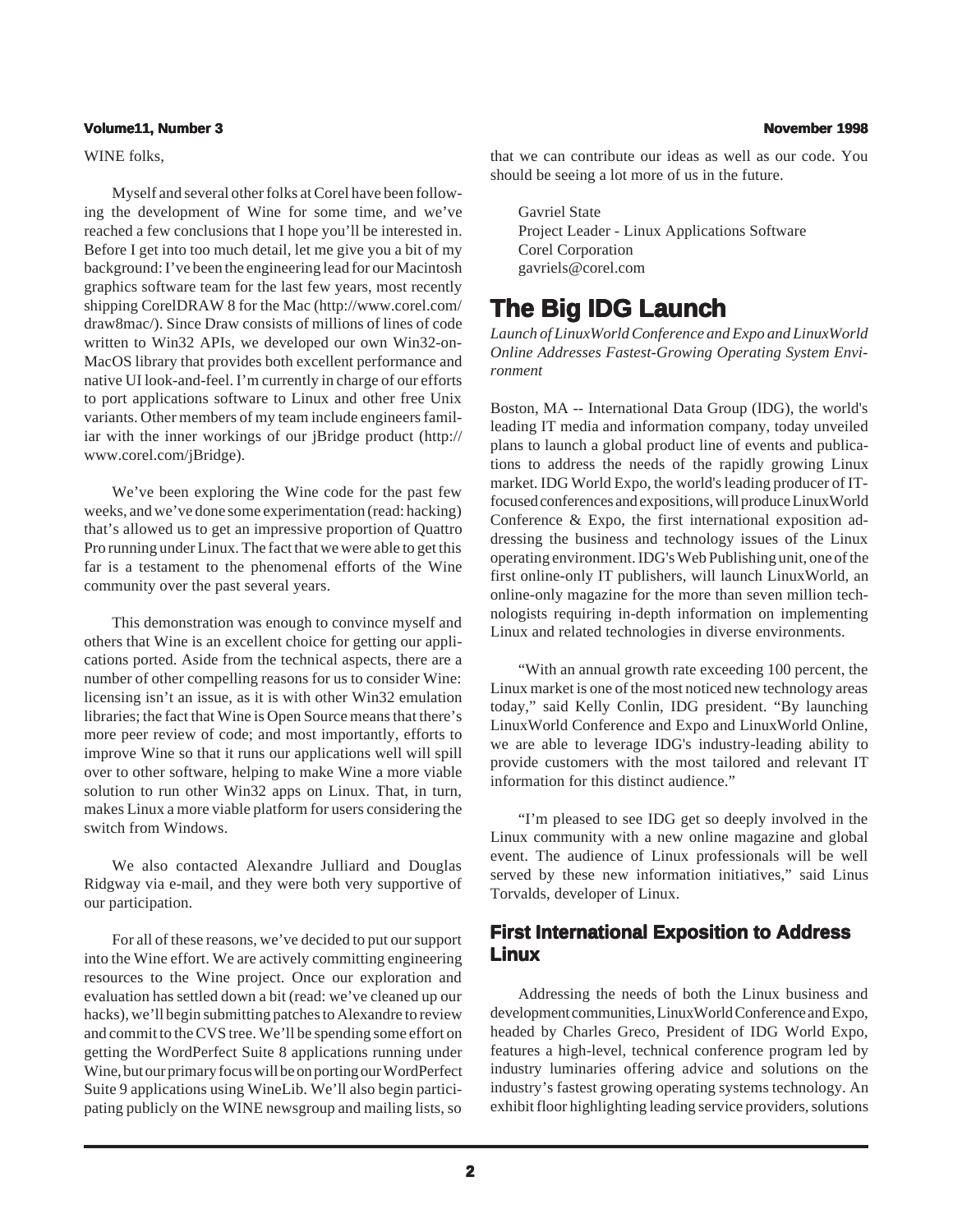WINE folks,

Myself and several other folks at Corel have been following the development of Wine for some time, and we've reached a few conclusions that I hope you'll be interested in. Before I get into too much detail, let me give you a bit of my background: I've been the engineering lead for our Macintosh graphics software team for the last few years, most recently shipping CorelDRAW 8 for the Mac (http://www.corel.com/draw8mac/). Since Draw consists of millions of lines of code written to Win32 APIs, we developed our own Win32-on-MacOS library that provides both excellent performance and native UI look-and-feel. I'm currently in charge of our efforts to port applications software to Linux and other free Unix variants. Other members of my team include engineers familiar with the inner workings of our jBridge product (http://www.corel.com/jBridge).

We've been exploring the Wine code for the past few weeks, and we've done some experimentation (read: hacking) that's allowed us to get an impressive proportion of Quattro Pro running under Linux. The fact that we were able to get this far is a testament to the phenomenal efforts of the Wine community over the past several years.

This demonstration was enough to convince myself and others that Wine is an excellent choice for getting our applications ported. Aside from the technical aspects, there are a number of other compelling reasons for us to consider Wine: licensing isn't an issue, as it is with other Win32 emulation libraries; the fact that Wine is Open Source means that there's more peer review of code; and most importantly, efforts to improve Wine so that it runs our applications well will spill over to other software, helping to make Wine a more viable solution to run other Win32 apps on Linux. That, in turn, makes Linux a more viable platform for users considering the switch from Windows.

We also contacted Alexandre Julliard and Douglas Ridgway via e-mail, and they were both very supportive of our participation.

For all of these reasons, we've decided to put our support into the Wine effort. We are actively committing engineering resources to the Wine project. Once our exploration and evaluation has settled down a bit (read: we've cleaned up our hacks), we'll begin submitting patches to Alexandre to review and commit to the CVS tree. We'll be spending some effort on getting the WordPerfect Suite 8 applications running under Wine, but our primary focus will be on porting our WordPerfect Suite 9 applications using WineLib. We'll also begin participating publicly on the WINE newsgroup and mailing lists, so that we can contribute our ideas as well as our code. You should be seeing a lot more of us in the future.

Gavriel State
Project Leader - Linux Applications Software
Corel Corporation
gavriels@corel.com

# The Big IDG Launch

*Launch of LinuxWorld Conference and Expo and LinuxWorld Online Addresses Fastest-Growing Operating System Environment*

Boston, MA -- International Data Group (IDG), the world's leading IT media and information company, today unveiled plans to launch a global product line of events and publications to address the needs of the rapidly growing Linux market. IDG World Expo, the world's leading producer of IT-focused conferences and expositions, will produce LinuxWorld Conference & Expo, the first international exposition addressing the business and technology issues of the Linux operating environment. IDG's Web Publishing unit, one of the first online-only IT publishers, will launch LinuxWorld, an online-only magazine for the more than seven million technologists requiring in-depth information on implementing Linux and related technologies in diverse environments.

"With an annual growth rate exceeding 100 percent, the Linux market is one of the most noticed new technology areas today," said Kelly Conlin, IDG president. "By launching LinuxWorld Conference and Expo and LinuxWorld Online, we are able to leverage IDG's industry-leading ability to provide customers with the most tailored and relevant IT information for this distinct audience."

"I'm pleased to see IDG get so deeply involved in the Linux community with a new online magazine and global event. The audience of Linux professionals will be well served by these new information initiatives," said Linus Torvalds, developer of Linux.

## First International Exposition to Address Linux

Addressing the needs of both the Linux business and development communities, LinuxWorld Conference and Expo, headed by Charles Greco, President of IDG World Expo, features a high-level, technical conference program led by industry luminaries offering advice and solutions on the industry's fastest growing operating systems technology. An exhibit floor highlighting leading service providers, solutions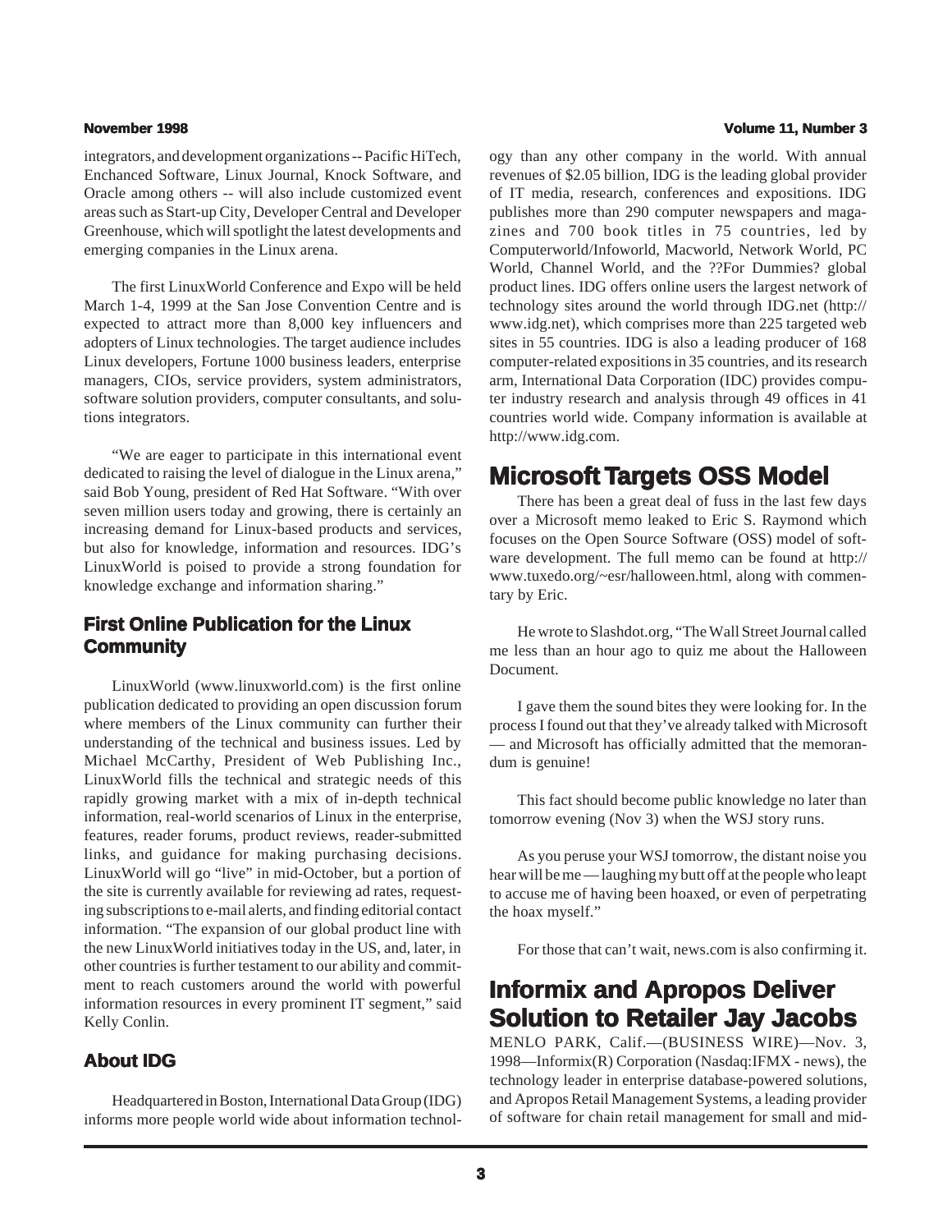integrators, and development organizations -- Pacific HiTech, Enchanced Software, Linux Journal, Knock Software, and Oracle among others -- will also include customized event areas such as Start-up City, Developer Central and Developer Greenhouse, which will spotlight the latest developments and emerging companies in the Linux arena.

The first LinuxWorld Conference and Expo will be held March 1-4, 1999 at the San Jose Convention Centre and is expected to attract more than 8,000 key influencers and adopters of Linux technologies. The target audience includes Linux developers, Fortune 1000 business leaders, enterprise managers, CIOs, service providers, system administrators, software solution providers, computer consultants, and solutions integrators.

"We are eager to participate in this international event dedicated to raising the level of dialogue in the Linux arena," said Bob Young, president of Red Hat Software. "With over seven million users today and growing, there is certainly an increasing demand for Linux-based products and services, but also for knowledge, information and resources. IDG's LinuxWorld is poised to provide a strong foundation for knowledge exchange and information sharing."

### First Online Publication for the Linux Community

LinuxWorld (www.linuxworld.com) is the first online publication dedicated to providing an open discussion forum where members of the Linux community can further their understanding of the technical and business issues. Led by Michael McCarthy, President of Web Publishing Inc., LinuxWorld fills the technical and strategic needs of this rapidly growing market with a mix of in-depth technical information, real-world scenarios of Linux in the enterprise, features, reader forums, product reviews, reader-submitted links, and guidance for making purchasing decisions. LinuxWorld will go "live" in mid-October, but a portion of the site is currently available for reviewing ad rates, requesting subscriptions to e-mail alerts, and finding editorial contact information. "The expansion of our global product line with the new LinuxWorld initiatives today in the US, and, later, in other countries is further testament to our ability and commitment to reach customers around the world with powerful information resources in every prominent IT segment," said Kelly Conlin.

### About IDG

Headquartered in Boston, International Data Group (IDG) informs more people world wide about information technology than any other company in the world. With annual revenues of $2.05 billion, IDG is the leading global provider of IT media, research, conferences and expositions. IDG publishes more than 290 computer newspapers and magazines and 700 book titles in 75 countries, led by Computerworld/Infoworld, Macworld, Network World, PC World, Channel World, and the ??For Dummies? global product lines. IDG offers online users the largest network of technology sites around the world through IDG.net (http://www.idg.net), which comprises more than 225 targeted web sites in 55 countries. IDG is also a leading producer of 168 computer-related expositions in 35 countries, and its research arm, International Data Corporation (IDC) provides computer industry research and analysis through 49 offices in 41 countries world wide. Company information is available at http://www.idg.com.

## Microsoft Targets OSS Model

There has been a great deal of fuss in the last few days over a Microsoft memo leaked to Eric S. Raymond which focuses on the Open Source Software (OSS) model of software development. The full memo can be found at http://www.tuxedo.org/~esr/halloween.html, along with commentary by Eric.

He wrote to Slashdot.org, "The Wall Street Journal called me less than an hour ago to quiz me about the Halloween Document.

I gave them the sound bites they were looking for. In the process I found out that they've already talked with Microsoft — and Microsoft has officially admitted that the memorandum is genuine!

This fact should become public knowledge no later than tomorrow evening (Nov 3) when the WSJ story runs.

As you peruse your WSJ tomorrow, the distant noise you hear will be me — laughing my butt off at the people who leapt to accuse me of having been hoaxed, or even of perpetrating the hoax myself."

For those that can't wait, news.com is also confirming it.

## Informix and Apropos Deliver Solution to Retailer Jay Jacobs

MENLO PARK, Calif.—(BUSINESS WIRE)—Nov. 3, 1998—Informix(R) Corporation (Nasdaq:IFMX - news), the technology leader in enterprise database-powered solutions, and Apropos Retail Management Systems, a leading provider of software for chain retail management for small and mid-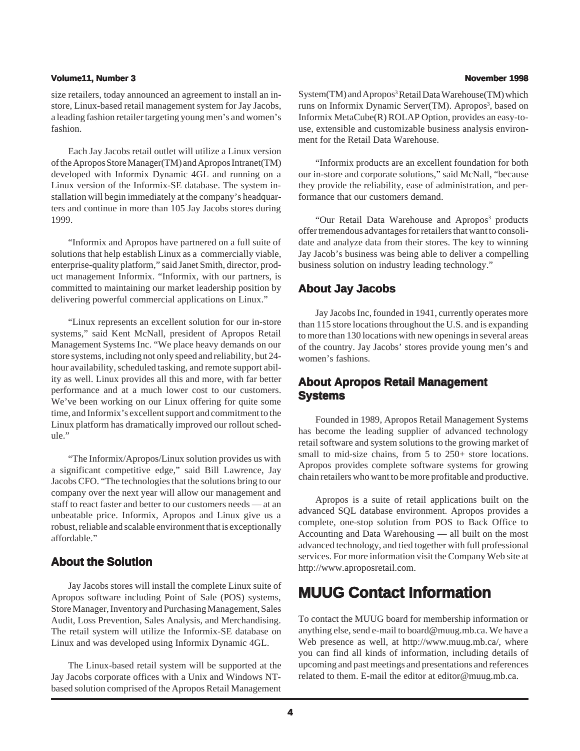size retailers, today announced an agreement to install an in-store, Linux-based retail management system for Jay Jacobs, a leading fashion retailer targeting young men's and women's fashion.

Each Jay Jacobs retail outlet will utilize a Linux version of the Apropos Store Manager(TM) and Apropos Intranet(TM) developed with Informix Dynamic 4GL and running on a Linux version of the Informix-SE database. The system installation will begin immediately at the company's headquarters and continue in more than 105 Jay Jacobs stores during 1999.

"Informix and Apropos have partnered on a full suite of solutions that help establish Linux as a commercially viable, enterprise-quality platform," said Janet Smith, director, product management Informix. "Informix, with our partners, is committed to maintaining our market leadership position by delivering powerful commercial applications on Linux."

"Linux represents an excellent solution for our in-store systems," said Kent McNall, president of Apropos Retail Management Systems Inc. "We place heavy demands on our store systems, including not only speed and reliability, but 24-hour availability, scheduled tasking, and remote support ability as well. Linux provides all this and more, with far better performance and at a much lower cost to our customers. We've been working on our Linux offering for quite some time, and Informix's excellent support and commitment to the Linux platform has dramatically improved our rollout schedule."

"The Informix/Apropos/Linux solution provides us with a significant competitive edge," said Bill Lawrence, Jay Jacobs CFO. "The technologies that the solutions bring to our company over the next year will allow our management and staff to react faster and better to our customers needs — at an unbeatable price. Informix, Apropos and Linux give us a robust, reliable and scalable environment that is exceptionally affordable."

## About the Solution

Jay Jacobs stores will install the complete Linux suite of Apropos software including Point of Sale (POS) systems, Store Manager, Inventory and Purchasing Management, Sales Audit, Loss Prevention, Sales Analysis, and Merchandising. The retail system will utilize the Informix-SE database on Linux and was developed using Informix Dynamic 4GL.

The Linux-based retail system will be supported at the Jay Jacobs corporate offices with a Unix and Windows NT-based solution comprised of the Apropos Retail Management System(TM) and Apropos[3] Retail Data Warehouse(TM) which runs on Informix Dynamic Server(TM). Apropos[3], based on Informix MetaCube(R) ROLAP Option, provides an easy-to-use, extensible and customizable business analysis environment for the Retail Data Warehouse.

"Informix products are an excellent foundation for both our in-store and corporate solutions," said McNall, "because they provide the reliability, ease of administration, and performance that our customers demand.

"Our Retail Data Warehouse and Apropos[3] products offer tremendous advantages for retailers that want to consolidate and analyze data from their stores. The key to winning Jay Jacob's business was being able to deliver a compelling business solution on industry leading technology."

## About Jay Jacobs

Jay Jacobs Inc, founded in 1941, currently operates more than 115 store locations throughout the U.S. and is expanding to more than 130 locations with new openings in several areas of the country. Jay Jacobs' stores provide young men's and women's fashions.

## About Apropos Retail Management Systems

Founded in 1989, Apropos Retail Management Systems has become the leading supplier of advanced technology retail software and system solutions to the growing market of small to mid-size chains, from 5 to 250+ store locations. Apropos provides complete software systems for growing chain retailers who want to be more profitable and productive.

Apropos is a suite of retail applications built on the advanced SQL database environment. Apropos provides a complete, one-stop solution from POS to Back Office to Accounting and Data Warehousing — all built on the most advanced technology, and tied together with full professional services. For more information visit the Company Web site at http://www.aproposretail.com.

# MUUG Contact Information

To contact the MUUG board for membership information or anything else, send e-mail to board@muug.mb.ca. We have a Web presence as well, at http://www.muug.mb.ca/, where you can find all kinds of information, including details of upcoming and past meetings and presentations and references related to them. E-mail the editor at editor@muug.mb.ca.